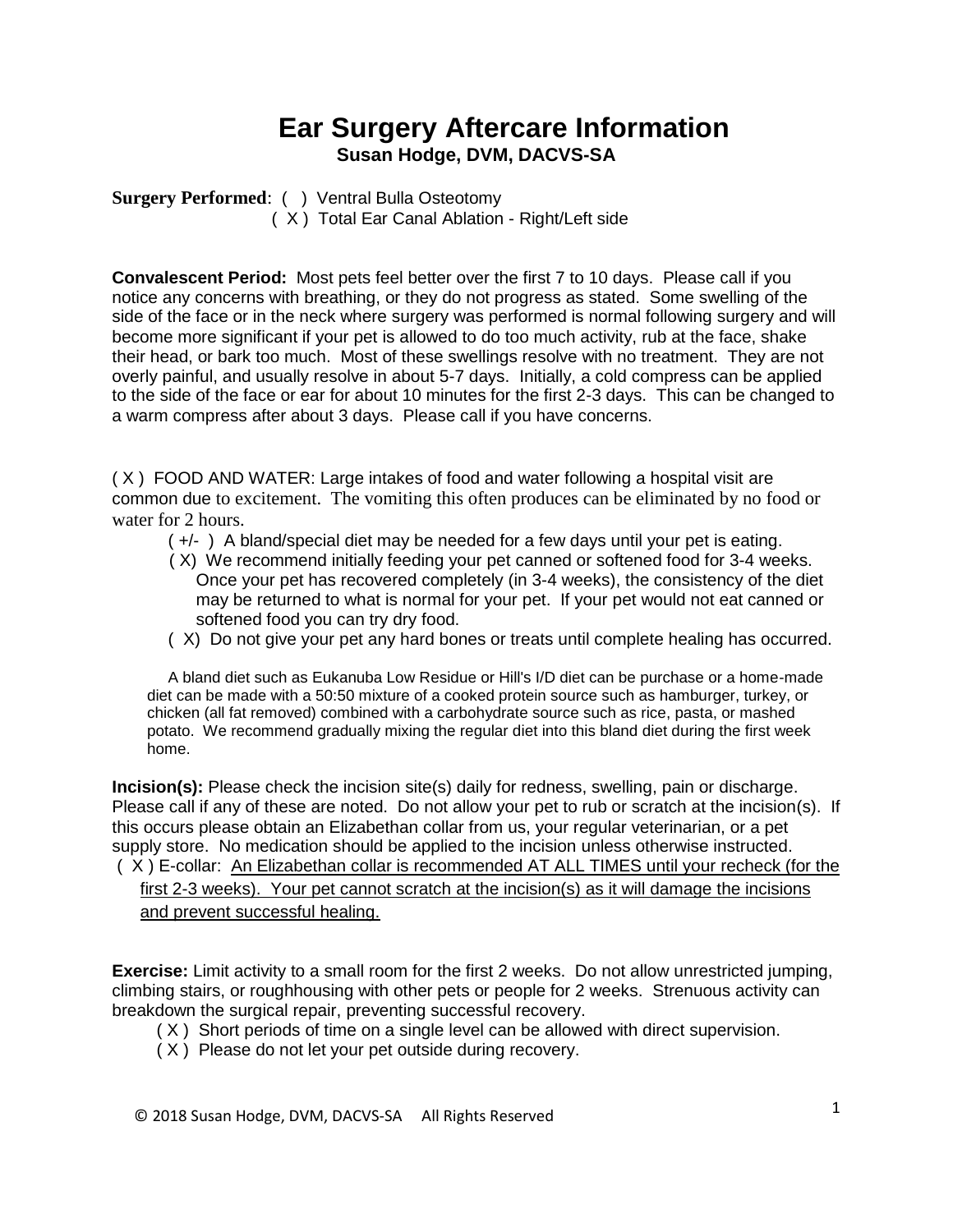# Ear Surgery Aftercare Information

**Susan Hodge, DVM, DACVS-SA**

**Surgery Performed**: ( ) Ventral Bulla Osteotomy
( X ) Total Ear Canal Ablation - Right/Left side

**Convalescent Period:** Most pets feel better over the first 7 to 10 days. Please call if you notice any concerns with breathing, or they do not progress as stated. Some swelling of the side of the face or in the neck where surgery was performed is normal following surgery and will become more significant if your pet is allowed to do too much activity, rub at the face, shake their head, or bark too much. Most of these swellings resolve with no treatment. They are not overly painful, and usually resolve in about 5-7 days. Initially, a cold compress can be applied to the side of the face or ear for about 10 minutes for the first 2-3 days. This can be changed to a warm compress after about 3 days. Please call if you have concerns.

( X ) FOOD AND WATER: Large intakes of food and water following a hospital visit are common due to excitement. The vomiting this often produces can be eliminated by no food or water for 2 hours.

- ( +/- ) A bland/special diet may be needed for a few days until your pet is eating.
- ( X) We recommend initially feeding your pet canned or softened food for 3-4 weeks. Once your pet has recovered completely (in 3-4 weeks), the consistency of the diet may be returned to what is normal for your pet. If your pet would not eat canned or softened food you can try dry food.
- ( X) Do not give your pet any hard bones or treats until complete healing has occurred.

A bland diet such as Eukanuba Low Residue or Hill's I/D diet can be purchase or a home-made diet can be made with a 50:50 mixture of a cooked protein source such as hamburger, turkey, or chicken (all fat removed) combined with a carbohydrate source such as rice, pasta, or mashed potato. We recommend gradually mixing the regular diet into this bland diet during the first week home.

**Incision(s):** Please check the incision site(s) daily for redness, swelling, pain or discharge. Please call if any of these are noted. Do not allow your pet to rub or scratch at the incision(s). If this occurs please obtain an Elizabethan collar from us, your regular veterinarian, or a pet supply store. No medication should be applied to the incision unless otherwise instructed.

( X ) E-collar: An Elizabethan collar is recommended AT ALL TIMES until your recheck (for the first 2-3 weeks). Your pet cannot scratch at the incision(s) as it will damage the incisions and prevent successful healing.

**Exercise:** Limit activity to a small room for the first 2 weeks. Do not allow unrestricted jumping, climbing stairs, or roughhousing with other pets or people for 2 weeks. Strenuous activity can breakdown the surgical repair, preventing successful recovery.

- ( X ) Short periods of time on a single level can be allowed with direct supervision.
- ( X ) Please do not let your pet outside during recovery.

© 2018 Susan Hodge, DVM, DACVS-SA All Rights Reserved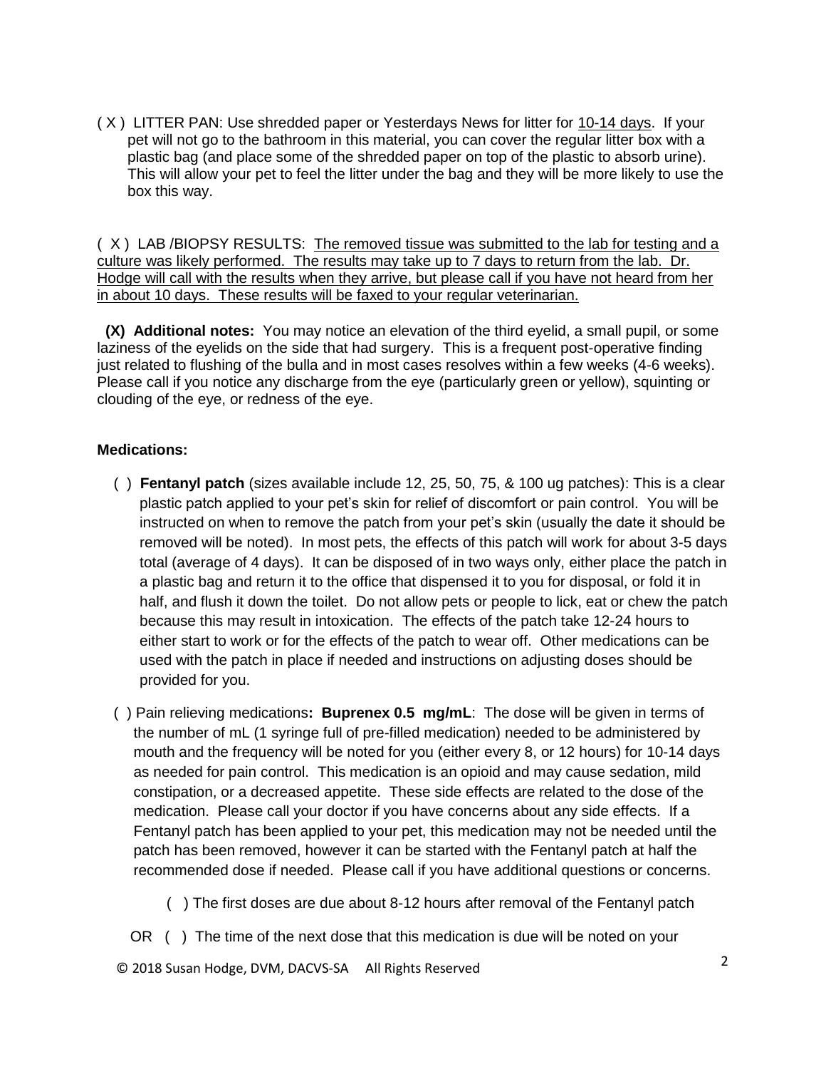( X ) LITTER PAN: Use shredded paper or Yesterdays News for litter for 10-14 days. If your pet will not go to the bathroom in this material, you can cover the regular litter box with a plastic bag (and place some of the shredded paper on top of the plastic to absorb urine). This will allow your pet to feel the litter under the bag and they will be more likely to use the box this way.

( X ) LAB /BIOPSY RESULTS: The removed tissue was submitted to the lab for testing and a culture was likely performed. The results may take up to 7 days to return from the lab. Dr. Hodge will call with the results when they arrive, but please call if you have not heard from her in about 10 days. These results will be faxed to your regular veterinarian.

**(X) Additional notes:** You may notice an elevation of the third eyelid, a small pupil, or some laziness of the eyelids on the side that had surgery. This is a frequent post-operative finding just related to flushing of the bulla and in most cases resolves within a few weeks (4-6 weeks). Please call if you notice any discharge from the eye (particularly green or yellow), squinting or clouding of the eye, or redness of the eye.

**Medications:**

( ) **Fentanyl patch** (sizes available include 12, 25, 50, 75, & 100 ug patches): This is a clear plastic patch applied to your pet's skin for relief of discomfort or pain control. You will be instructed on when to remove the patch from your pet's skin (usually the date it should be removed will be noted). In most pets, the effects of this patch will work for about 3-5 days total (average of 4 days). It can be disposed of in two ways only, either place the patch in a plastic bag and return it to the office that dispensed it to you for disposal, or fold it in half, and flush it down the toilet. Do not allow pets or people to lick, eat or chew the patch because this may result in intoxication. The effects of the patch take 12-24 hours to either start to work or for the effects of the patch to wear off. Other medications can be used with the patch in place if needed and instructions on adjusting doses should be provided for you.

( ) Pain relieving medications**: Buprenex 0.5 mg/mL**: The dose will be given in terms of the number of mL (1 syringe full of pre-filled medication) needed to be administered by mouth and the frequency will be noted for you (either every 8, or 12 hours) for 10-14 days as needed for pain control. This medication is an opioid and may cause sedation, mild constipation, or a decreased appetite. These side effects are related to the dose of the medication. Please call your doctor if you have concerns about any side effects. If a Fentanyl patch has been applied to your pet, this medication may not be needed until the patch has been removed, however it can be started with the Fentanyl patch at half the recommended dose if needed. Please call if you have additional questions or concerns.

( ) The first doses are due about 8-12 hours after removal of the Fentanyl patch

OR ( ) The time of the next dose that this medication is due will be noted on your

© 2018 Susan Hodge, DVM, DACVS-SA All Rights Reserved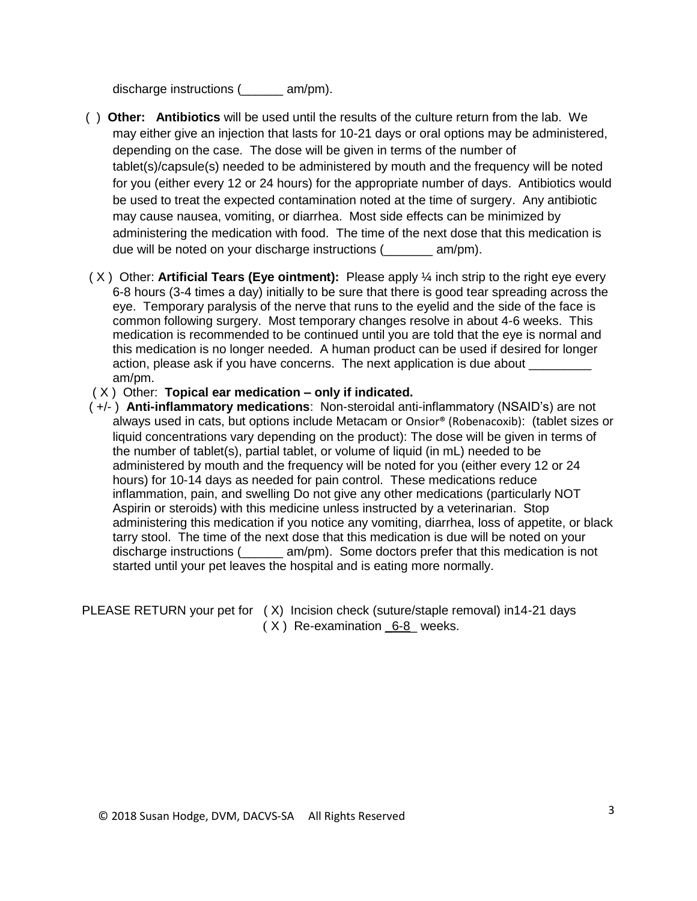discharge instructions (______ am/pm).

( ) **Other: Antibiotics** will be used until the results of the culture return from the lab. We may either give an injection that lasts for 10-21 days or oral options may be administered, depending on the case. The dose will be given in terms of the number of tablet(s)/capsule(s) needed to be administered by mouth and the frequency will be noted for you (either every 12 or 24 hours) for the appropriate number of days. Antibiotics would be used to treat the expected contamination noted at the time of surgery. Any antibiotic may cause nausea, vomiting, or diarrhea. Most side effects can be minimized by administering the medication with food. The time of the next dose that this medication is due will be noted on your discharge instructions (_______ am/pm).

( X ) Other: **Artificial Tears (Eye ointment):** Please apply ¼ inch strip to the right eye every 6-8 hours (3-4 times a day) initially to be sure that there is good tear spreading across the eye. Temporary paralysis of the nerve that runs to the eyelid and the side of the face is common following surgery. Most temporary changes resolve in about 4-6 weeks. This medication is recommended to be continued until you are told that the eye is normal and this medication is no longer needed. A human product can be used if desired for longer action, please ask if you have concerns. The next application is due about _________ am/pm.

( X ) Other: **Topical ear medication – only if indicated.**

( +/- ) **Anti-inflammatory medications**: Non-steroidal anti-inflammatory (NSAID's) are not always used in cats, but options include Metacam or Onsior® (Robenacoxib): (tablet sizes or liquid concentrations vary depending on the product): The dose will be given in terms of the number of tablet(s), partial tablet, or volume of liquid (in mL) needed to be administered by mouth and the frequency will be noted for you (either every 12 or 24 hours) for 10-14 days as needed for pain control. These medications reduce inflammation, pain, and swelling Do not give any other medications (particularly NOT Aspirin or steroids) with this medicine unless instructed by a veterinarian. Stop administering this medication if you notice any vomiting, diarrhea, loss of appetite, or black tarry stool. The time of the next dose that this medication is due will be noted on your discharge instructions (______ am/pm). Some doctors prefer that this medication is not started until your pet leaves the hospital and is eating more normally.

PLEASE RETURN your pet for ( X) Incision check (suture/staple removal) in14-21 days
( X ) Re-examination _6-8_ weeks.

© 2018 Susan Hodge, DVM, DACVS-SA All Rights Reserved